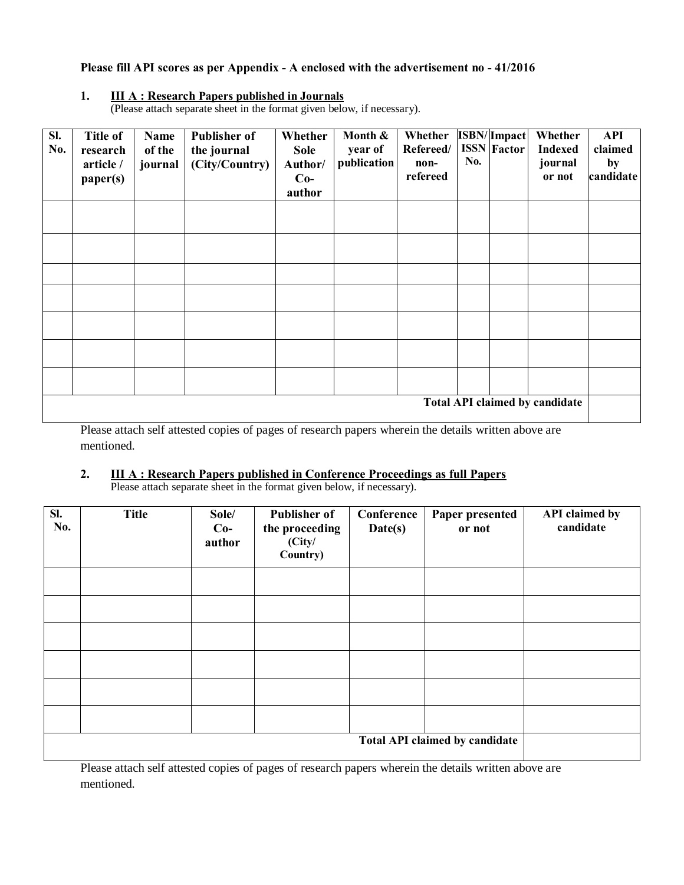**Please fill API scores as per Appendix - A enclosed with the advertisement no - 41/2016**

1. **III A : Research Papers published in Journals**
   (Please attach separate sheet in the format given below, if necessary).

| Sl. No. | Title of research article / paper(s) | Name of the journal | Publisher of the journal (City/Country) | Whether Sole Author/ Co-author | Month & year of publication | Whether Refereed/ non-refereed | ISBN/ ISSN No. | Impact Factor | Whether Indexed journal or not | API claimed by candidate |
|---|---|---|---|---|---|---|---|---|---|---|
| | | | | | | | | | | |
| | | | | | | | | | | |
| | | | | | | | | | | |
| | | | | | | | | | | |
| | | | | | | | | | | |
| | | | | | | | | | | |
| | | | | | | | | | | |
| | | | | | | | | | **Total API claimed by candidate** | |

Please attach self attested copies of pages of research papers wherein the details written above are mentioned.

2. **III A : Research Papers published in Conference Proceedings as full Papers**
   Please attach separate sheet in the format given below, if necessary).

| Sl. No. | Title | Sole/ Co-author | Publisher of the proceeding (City/ Country) | Conference Date(s) | Paper presented or not | API claimed by candidate |
|---|---|---|---|---|---|---|
| | | | | | | |
| | | | | | | |
| | | | | | | |
| | | | | | | |
| | | | | | | |
| | | | | | | |
| | | | | | **Total API claimed by candidate** | |

Please attach self attested copies of pages of research papers wherein the details written above are mentioned.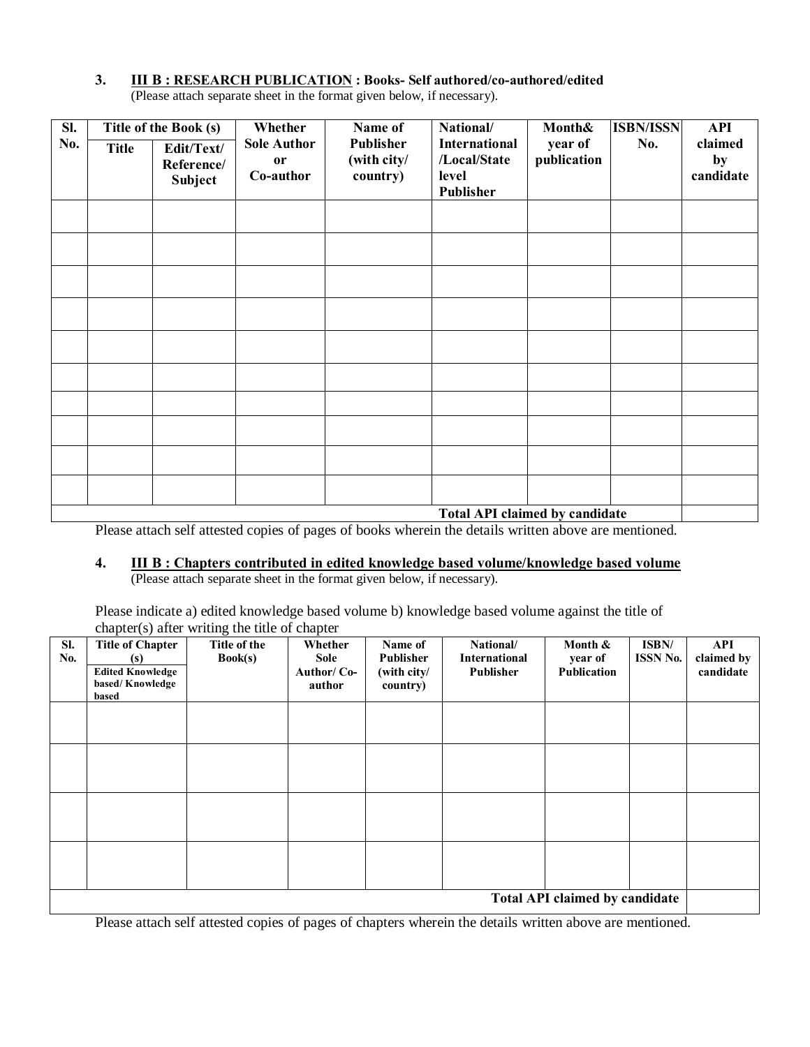### 3. III B : RESEARCH PUBLICATION : Books- Self authored/co-authored/edited

(Please attach separate sheet in the format given below, if necessary).

| Sl. No. | Title of the Book (s) | | Whether Sole Author or Co-author | Name of Publisher (with city/ country) | National/ International /Local/State level Publisher | Month& year of publication | ISBN/ISSN No. | API claimed by candidate |
|---|---|---|---|---|---|---|---|---|
| | Title | Edit/Text/ Reference/ Subject | | | | | | |
| | | | | | | | | |
| | | | | | | | | |
| | | | | | | | | |
| | | | | | | | | |
| | | | | | | | | |
| | | | | | | | | |
| | | | | | | | | |
| | | | | | | | | |
| | | | | | | | | |
| | | | | | | | | |
| Total API claimed by candidate | | | | | | | | |

Please attach self attested copies of pages of books wherein the details written above are mentioned.

### 4. III B : Chapters contributed in edited knowledge based volume/knowledge based volume

(Please attach separate sheet in the format given below, if necessary).

Please indicate a) edited knowledge based volume b) knowledge based volume against the title of chapter(s) after writing the title of chapter

| Sl. No. | Title of Chapter (s) Edited Knowledge based/ Knowledge based | Title of the Book(s) | Whether Sole Author/ Co-author | Name of Publisher (with city/ country) | National/ International Publisher | Month & year of Publication | ISBN/ ISSN No. | API claimed by candidate |
|---|---|---|---|---|---|---|---|---|
| | | | | | | | | |
| | | | | | | | | |
| | | | | | | | | |
| | | | | | | | | |
| Total API claimed by candidate | | | | | | | | |

Please attach self attested copies of pages of chapters wherein the details written above are mentioned.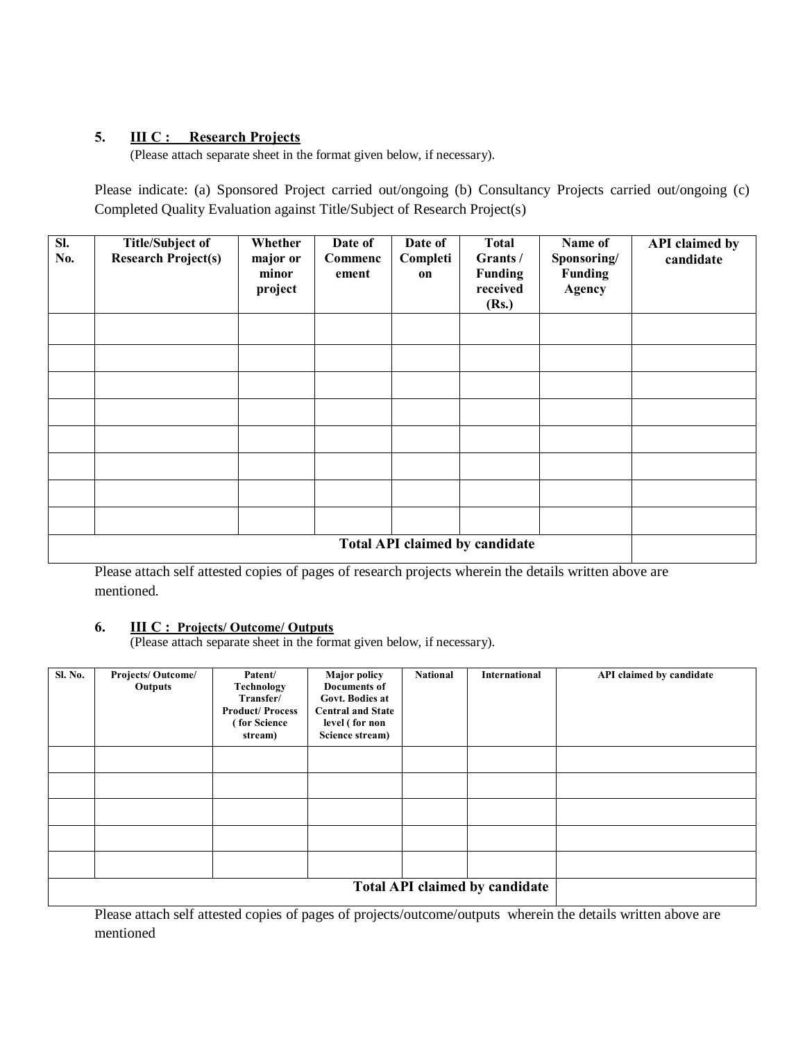**5. <u>III C : Research Projects</u>**

(Please attach separate sheet in the format given below, if necessary).

Please indicate: (a) Sponsored Project carried out/ongoing (b) Consultancy Projects carried out/ongoing (c) Completed Quality Evaluation against Title/Subject of Research Project(s)

| Sl. No. | Title/Subject of Research Project(s) | Whether major or minor project | Date of Commencement | Date of Completion | Total Grants / Funding received (Rs.) | Name of Sponsoring/ Funding Agency | API claimed by candidate |
|---|---|---|---|---|---|---|---|
| | | | | | | | |
| | | | | | | | |
| | | | | | | | |
| | | | | | | | |
| | | | | | | | |
| | | | | | | | |
| | | | | | | | |
| | | | | | | | |
| **Total API claimed by candidate** | | | | | | | |

Please attach self attested copies of pages of research projects wherein the details written above are mentioned.

**6. <u>III C : Projects/ Outcome/ Outputs</u>**

(Please attach separate sheet in the format given below, if necessary).

| Sl. No. | Projects/ Outcome/ Outputs | Patent/ Technology Transfer/ Product/ Process ( for Science stream) | Major policy Documents of Govt. Bodies at Central and State level ( for non Science stream) | National | International | API claimed by candidate |
|---|---|---|---|---|---|---|
| | | | | | | |
| | | | | | | |
| | | | | | | |
| | | | | | | |
| | | | | | | |
| **Total API claimed by candidate** | | | | | | |

Please attach self attested copies of pages of projects/outcome/outputs wherein the details written above are mentioned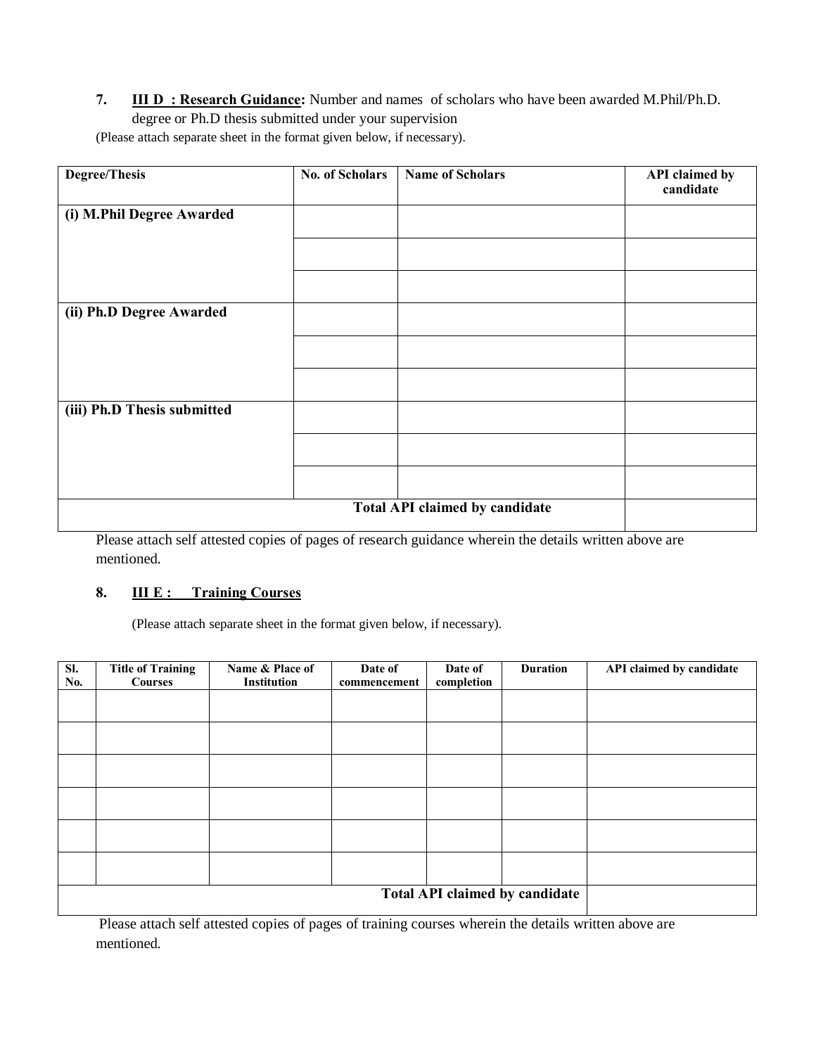7. **III D : Research Guidance:** Number and names of scholars who have been awarded M.Phil/Ph.D. degree or Ph.D thesis submitted under your supervision

(Please attach separate sheet in the format given below, if necessary).

| Degree/Thesis | No. of Scholars | Name of Scholars | API claimed by candidate |
|---|---|---|---|
| **(i) M.Phil Degree Awarded** | | | |
| | | | |
| | | | |
| **(ii) Ph.D Degree Awarded** | | | |
| | | | |
| | | | |
| **(iii) Ph.D Thesis submitted** | | | |
| | | | |
| | | | |
| | | **Total API claimed by candidate** | |

Please attach self attested copies of pages of research guidance wherein the details written above are mentioned.

8. **III E : Training Courses**

(Please attach separate sheet in the format given below, if necessary).

| Sl. No. | Title of Training Courses | Name & Place of Institution | Date of commencement | Date of completion | Duration | API claimed by candidate |
|---|---|---|---|---|---|---|
| | | | | | | |
| | | | | | | |
| | | | | | | |
| | | | | | | |
| | | | | | | |
| | | | | | | |
| | | | | | **Total API claimed by candidate** | |

Please attach self attested copies of pages of training courses wherein the details written above are mentioned.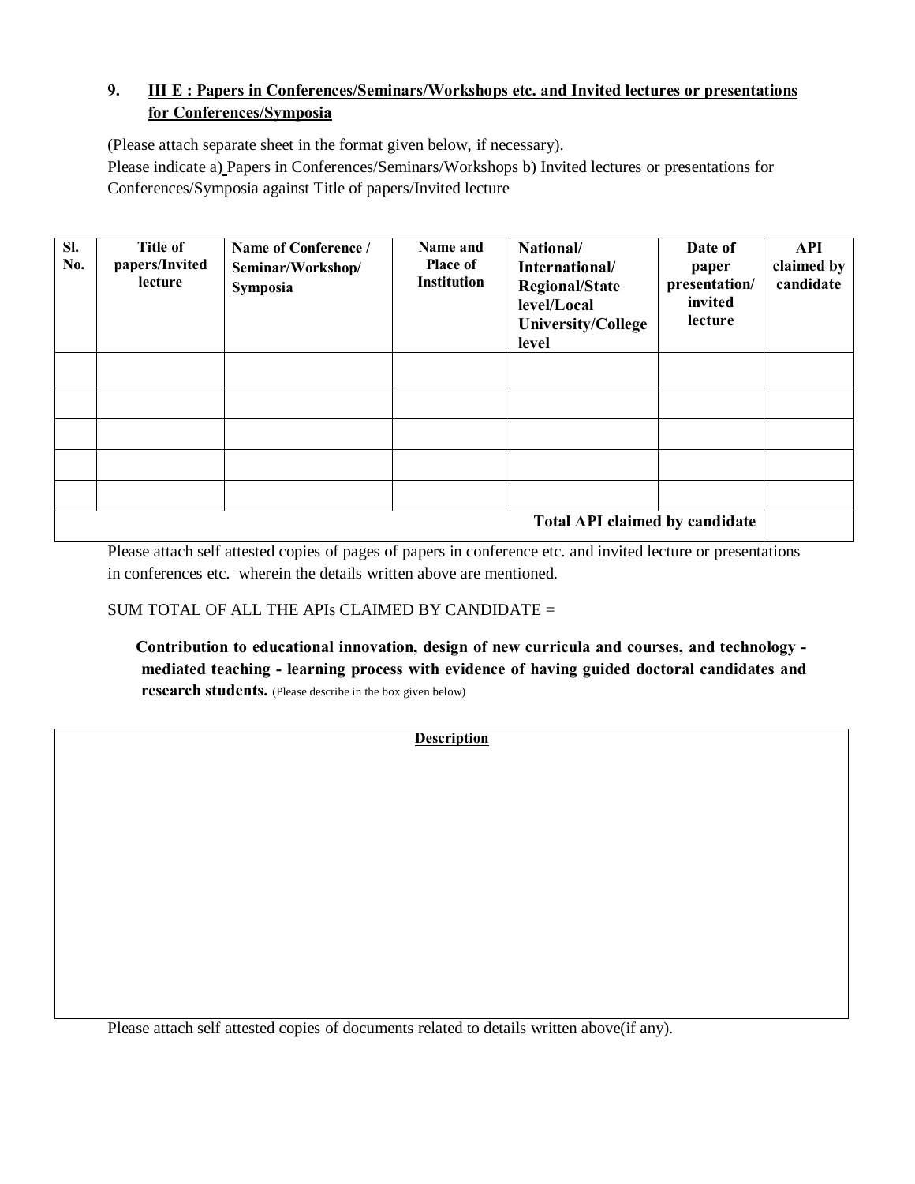**9. III E : Papers in Conferences/Seminars/Workshops etc. and Invited lectures or presentations for Conferences/Symposia**

(Please attach separate sheet in the format given below, if necessary).
Please indicate a) Papers in Conferences/Seminars/Workshops b) Invited lectures or presentations for Conferences/Symposia against Title of papers/Invited lecture

| Sl. No. | Title of papers/Invited lecture | Name of Conference / Seminar/Workshop/ Symposia | Name and Place of Institution | National/ International/ Regional/State level/Local University/College level | Date of paper presentation/ invited lecture | API claimed by candidate |
|---|---|---|---|---|---|---|
| | | | | | | |
| | | | | | | |
| | | | | | | |
| | | | | | | |
| | | | | | | |
| | | | | | **Total API claimed by candidate** | |

Please attach self attested copies of pages of papers in conference etc. and invited lecture or presentations in conferences etc. wherein the details written above are mentioned.

SUM TOTAL OF ALL THE APIs CLAIMED BY CANDIDATE =

**Contribution to educational innovation, design of new curricula and courses, and technology - mediated teaching - learning process with evidence of having guided doctoral candidates and research students.** (Please describe in the box given below)

| **Description** |
|---|
| |

Please attach self attested copies of documents related to details written above(if any).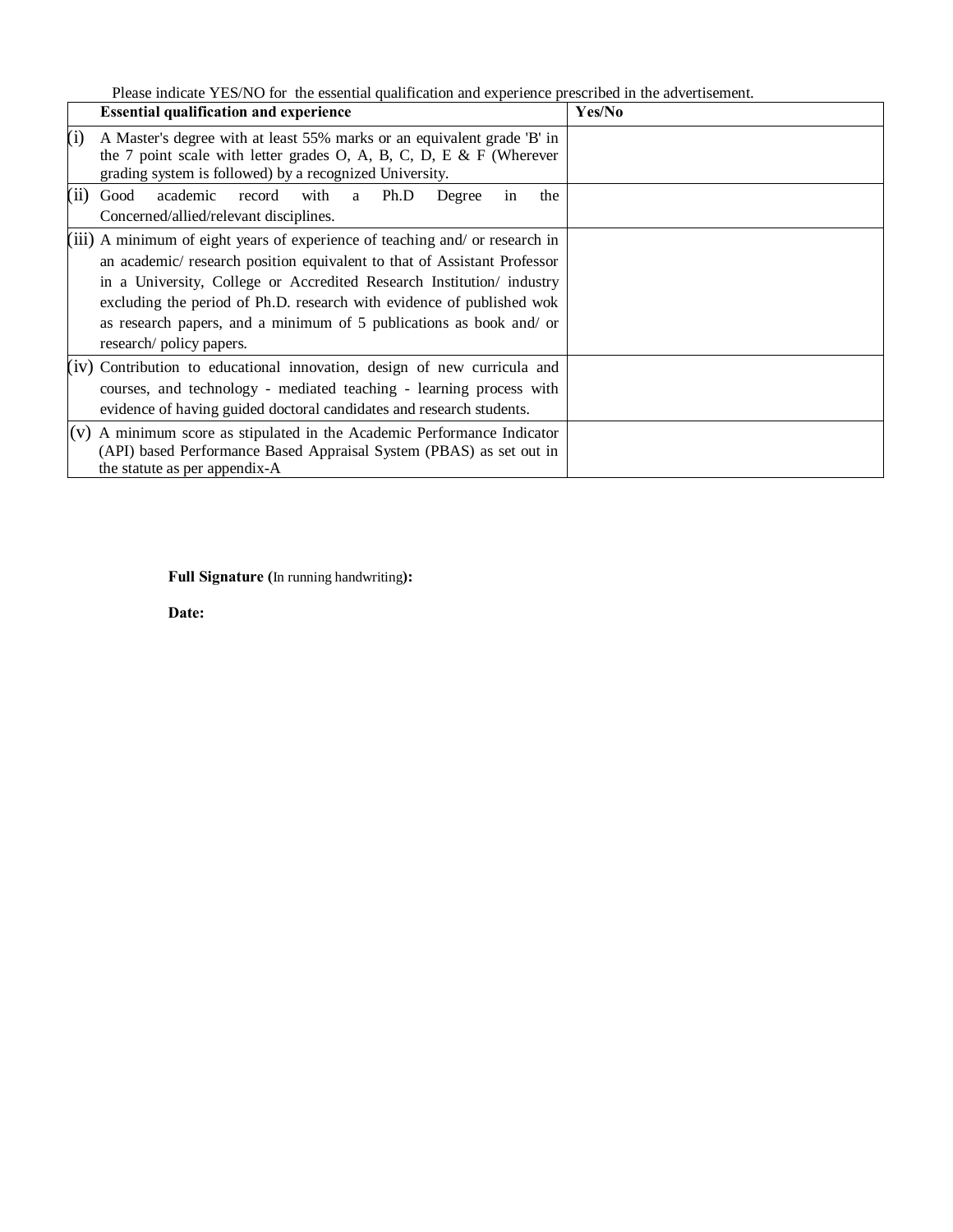Please indicate YES/NO for the essential qualification and experience prescribed in the advertisement.

| | Essential qualification and experience | Yes/No |
|---|---|---|
| (i) | A Master's degree with at least 55% marks or an equivalent grade 'B' in the 7 point scale with letter grades O, A, B, C, D, E & F (Wherever grading system is followed) by a recognized University. | |
| (ii) | Good academic record with a Ph.D Degree in the Concerned/allied/relevant disciplines. | |
| (iii) | A minimum of eight years of experience of teaching and/ or research in an academic/ research position equivalent to that of Assistant Professor in a University, College or Accredited Research Institution/ industry excluding the period of Ph.D. research with evidence of published wok as research papers, and a minimum of 5 publications as book and/ or research/ policy papers. | |
| (iv) | Contribution to educational innovation, design of new curricula and courses, and technology - mediated teaching - learning process with evidence of having guided doctoral candidates and research students. | |
| (v) | A minimum score as stipulated in the Academic Performance Indicator (API) based Performance Based Appraisal System (PBAS) as set out in the statute as per appendix-A | |

**Full Signature (**In running handwriting**):**

**Date:**